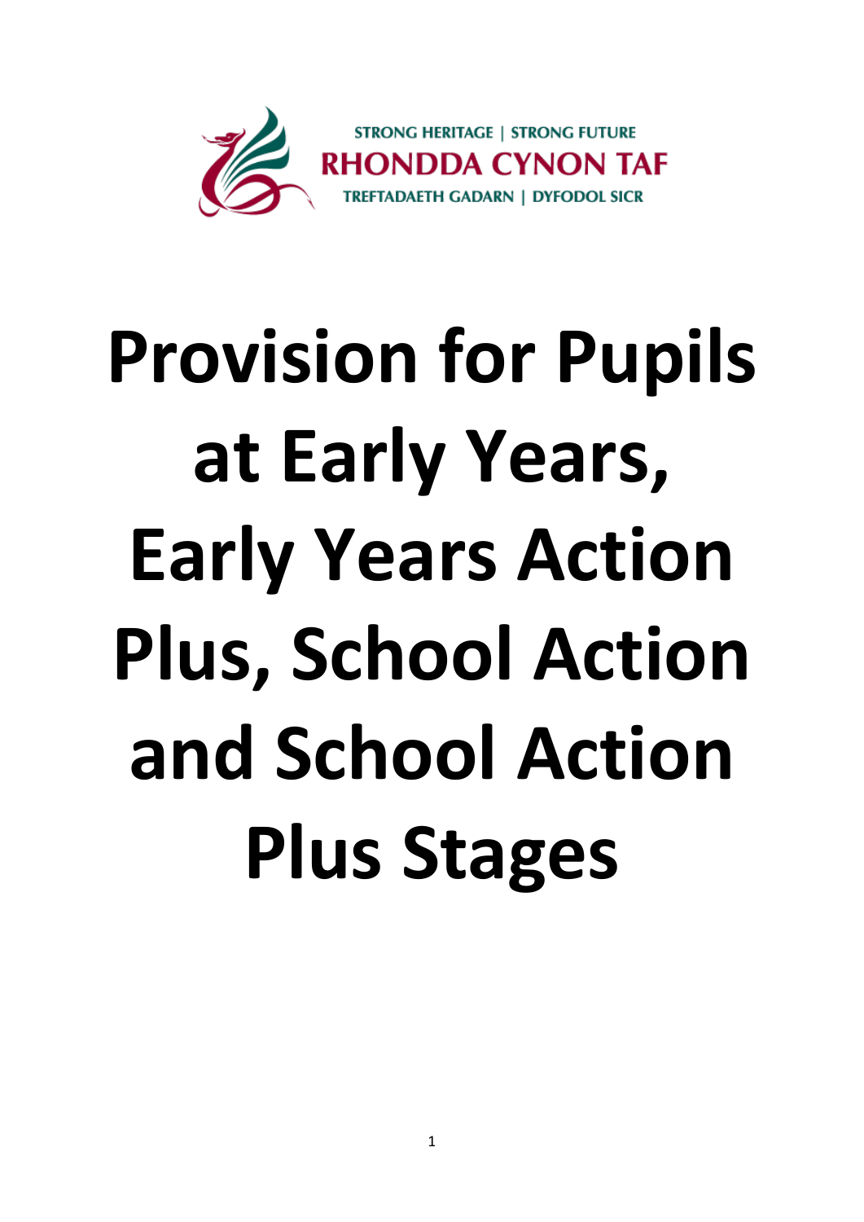STRONG HERITAGE | STRONG FUTURE
RHONDDA CYNON TAF
TREFTADAETH GADARN | DYFODOL SICR

# Provision for Pupils at Early Years, Early Years Action Plus, School Action and School Action Plus Stages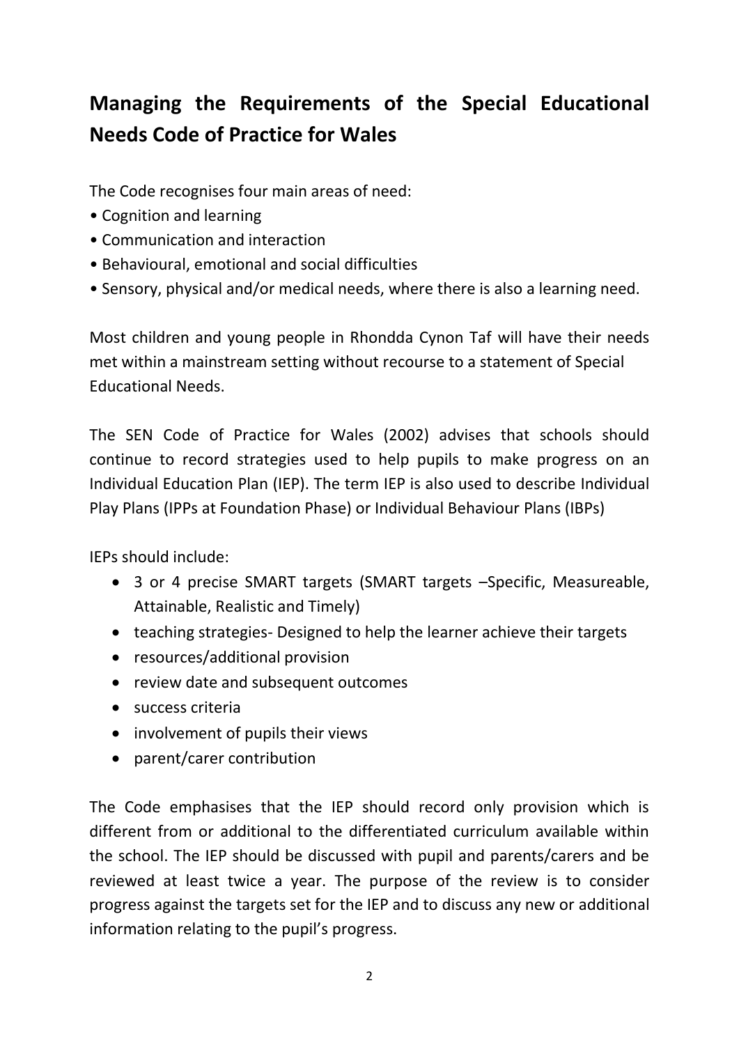## Managing the Requirements of the Special Educational Needs Code of Practice for Wales

The Code recognises four main areas of need:

- Cognition and learning
- Communication and interaction
- Behavioural, emotional and social difficulties
- Sensory, physical and/or medical needs, where there is also a learning need.

Most children and young people in Rhondda Cynon Taf will have their needs met within a mainstream setting without recourse to a statement of Special Educational Needs.

The SEN Code of Practice for Wales (2002) advises that schools should continue to record strategies used to help pupils to make progress on an Individual Education Plan (IEP). The term IEP is also used to describe Individual Play Plans (IPPs at Foundation Phase) or Individual Behaviour Plans (IBPs)

IEPs should include:

- 3 or 4 precise SMART targets (SMART targets –Specific, Measureable, Attainable, Realistic and Timely)
- teaching strategies- Designed to help the learner achieve their targets
- resources/additional provision
- review date and subsequent outcomes
- success criteria
- involvement of pupils their views
- parent/carer contribution

The Code emphasises that the IEP should record only provision which is different from or additional to the differentiated curriculum available within the school. The IEP should be discussed with pupil and parents/carers and be reviewed at least twice a year. The purpose of the review is to consider progress against the targets set for the IEP and to discuss any new or additional information relating to the pupil's progress.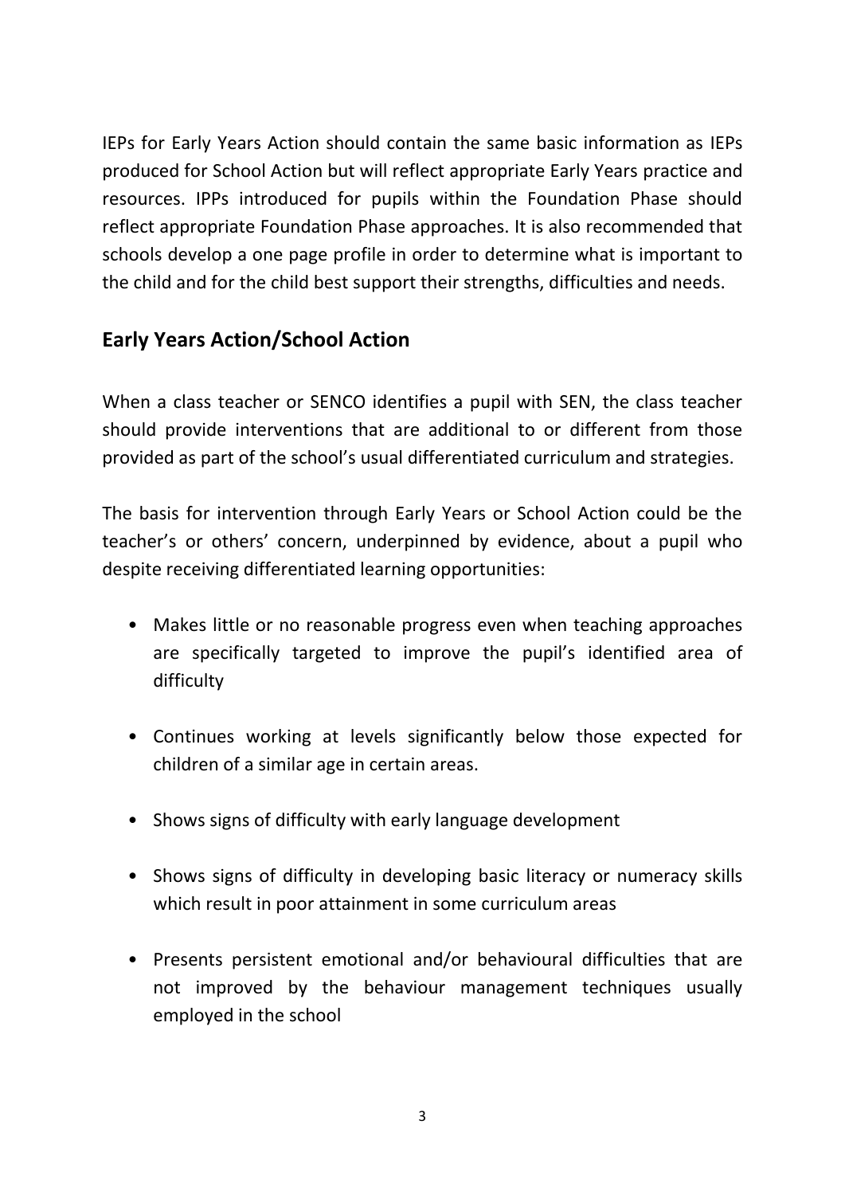IEPs for Early Years Action should contain the same basic information as IEPs produced for School Action but will reflect appropriate Early Years practice and resources. IPPs introduced for pupils within the Foundation Phase should reflect appropriate Foundation Phase approaches. It is also recommended that schools develop a one page profile in order to determine what is important to the child and for the child best support their strengths, difficulties and needs.

## Early Years Action/School Action

When a class teacher or SENCO identifies a pupil with SEN, the class teacher should provide interventions that are additional to or different from those provided as part of the school's usual differentiated curriculum and strategies.

The basis for intervention through Early Years or School Action could be the teacher's or others' concern, underpinned by evidence, about a pupil who despite receiving differentiated learning opportunities:

- Makes little or no reasonable progress even when teaching approaches are specifically targeted to improve the pupil's identified area of difficulty
- Continues working at levels significantly below those expected for children of a similar age in certain areas.
- Shows signs of difficulty with early language development
- Shows signs of difficulty in developing basic literacy or numeracy skills which result in poor attainment in some curriculum areas
- Presents persistent emotional and/or behavioural difficulties that are not improved by the behaviour management techniques usually employed in the school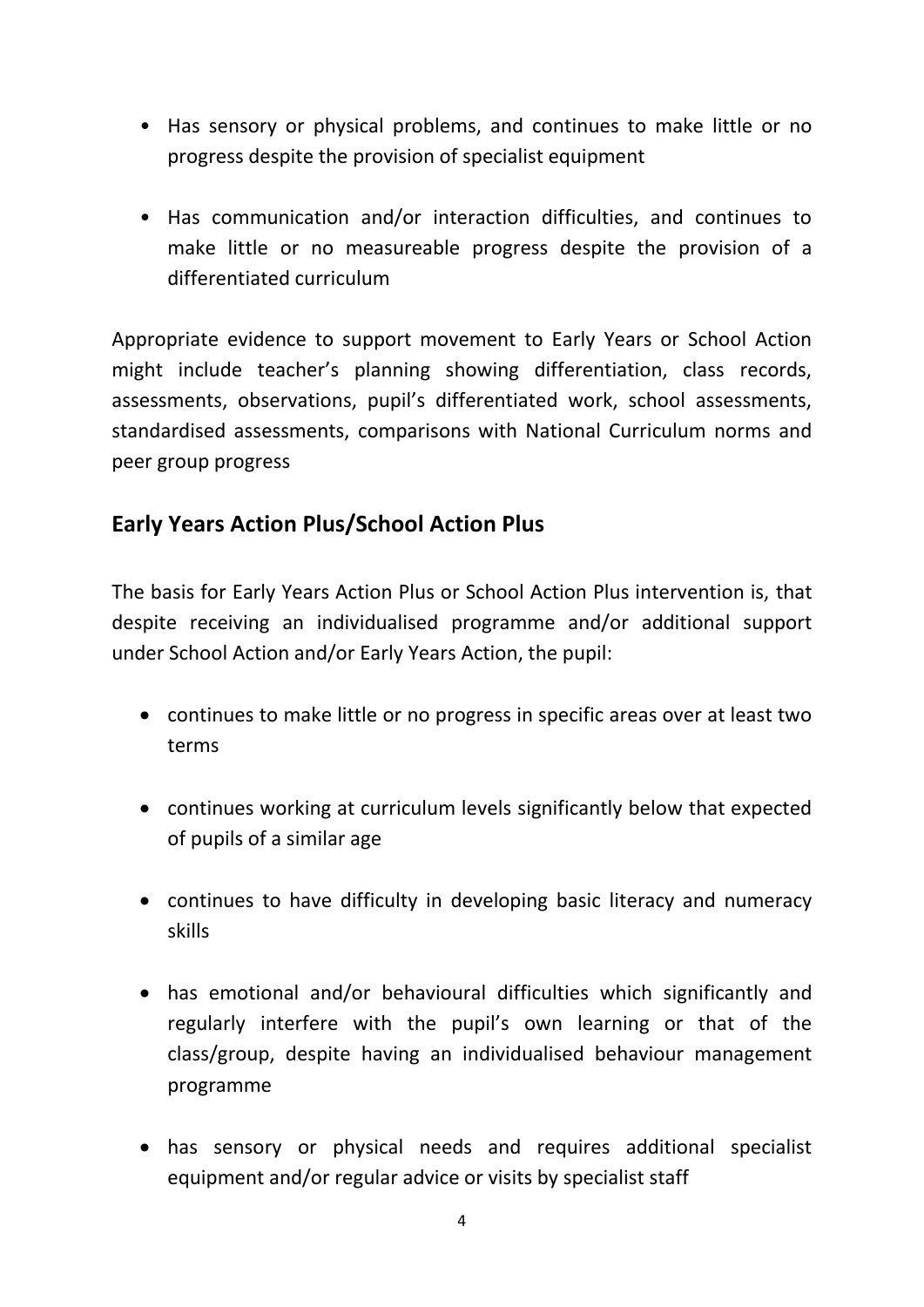- Has sensory or physical problems, and continues to make little or no progress despite the provision of specialist equipment

- Has communication and/or interaction difficulties, and continues to make little or no measureable progress despite the provision of a differentiated curriculum

Appropriate evidence to support movement to Early Years or School Action might include teacher's planning showing differentiation, class records, assessments, observations, pupil's differentiated work, school assessments, standardised assessments, comparisons with National Curriculum norms and peer group progress

## Early Years Action Plus/School Action Plus

The basis for Early Years Action Plus or School Action Plus intervention is, that despite receiving an individualised programme and/or additional support under School Action and/or Early Years Action, the pupil:

- continues to make little or no progress in specific areas over at least two terms

- continues working at curriculum levels significantly below that expected of pupils of a similar age

- continues to have difficulty in developing basic literacy and numeracy skills

- has emotional and/or behavioural difficulties which significantly and regularly interfere with the pupil's own learning or that of the class/group, despite having an individualised behaviour management programme

- has sensory or physical needs and requires additional specialist equipment and/or regular advice or visits by specialist staff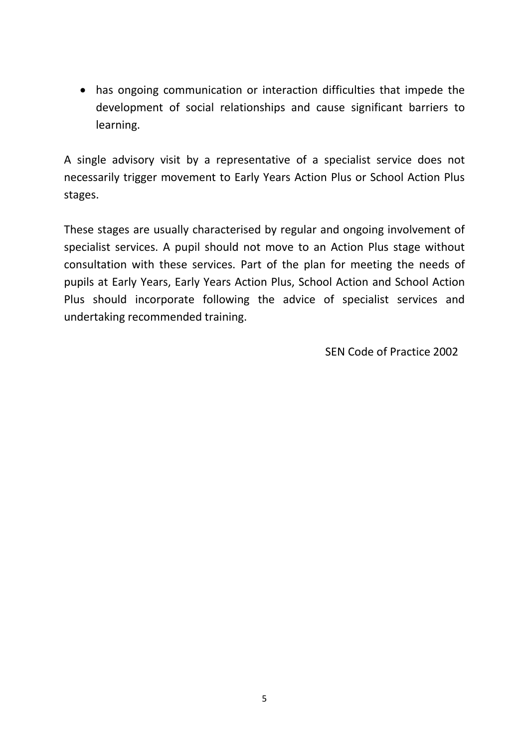- has ongoing communication or interaction difficulties that impede the development of social relationships and cause significant barriers to learning.

A single advisory visit by a representative of a specialist service does not necessarily trigger movement to Early Years Action Plus or School Action Plus stages.

These stages are usually characterised by regular and ongoing involvement of specialist services. A pupil should not move to an Action Plus stage without consultation with these services. Part of the plan for meeting the needs of pupils at Early Years, Early Years Action Plus, School Action and School Action Plus should incorporate following the advice of specialist services and undertaking recommended training.

SEN Code of Practice 2002